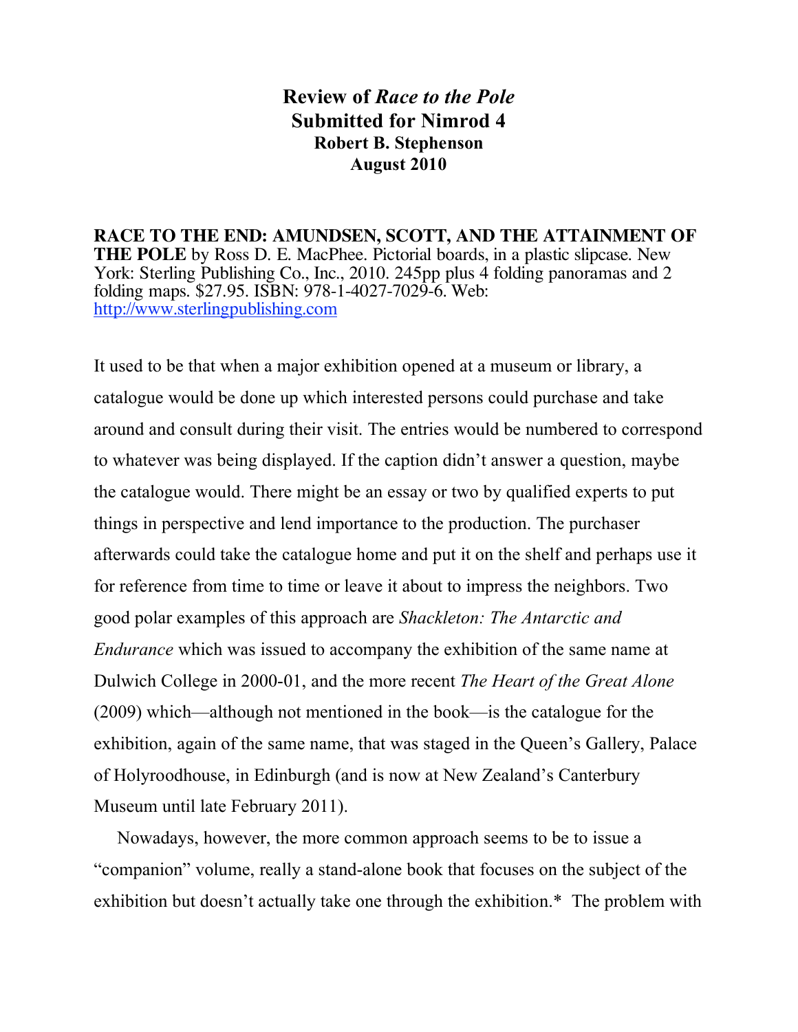# Review of *Race to the Pole*
## Submitted for Nimrod 4
### Robert B. Stephenson
### August 2010

**RACE TO THE END: AMUNDSEN, SCOTT, AND THE ATTAINMENT OF THE POLE** by Ross D. E. MacPhee. Pictorial boards, in a plastic slipcase. New York: Sterling Publishing Co., Inc., 2010. 245pp plus 4 folding panoramas and 2 folding maps. $27.95. ISBN: 978-1-4027-7029-6. Web: [http://www.sterlingpublishing.com](http://www.sterlingpublishing.com)

It used to be that when a major exhibition opened at a museum or library, a catalogue would be done up which interested persons could purchase and take around and consult during their visit. The entries would be numbered to correspond to whatever was being displayed. If the caption didn't answer a question, maybe the catalogue would. There might be an essay or two by qualified experts to put things in perspective and lend importance to the production. The purchaser afterwards could take the catalogue home and put it on the shelf and perhaps use it for reference from time to time or leave it about to impress the neighbors. Two good polar examples of this approach are *Shackleton: The Antarctic and Endurance* which was issued to accompany the exhibition of the same name at Dulwich College in 2000-01, and the more recent *The Heart of the Great Alone* (2009) which—although not mentioned in the book—is the catalogue for the exhibition, again of the same name, that was staged in the Queen's Gallery, Palace of Holyroodhouse, in Edinburgh (and is now at New Zealand's Canterbury Museum until late February 2011).

Nowadays, however, the more common approach seems to be to issue a "companion" volume, really a stand-alone book that focuses on the subject of the exhibition but doesn't actually take one through the exhibition.* The problem with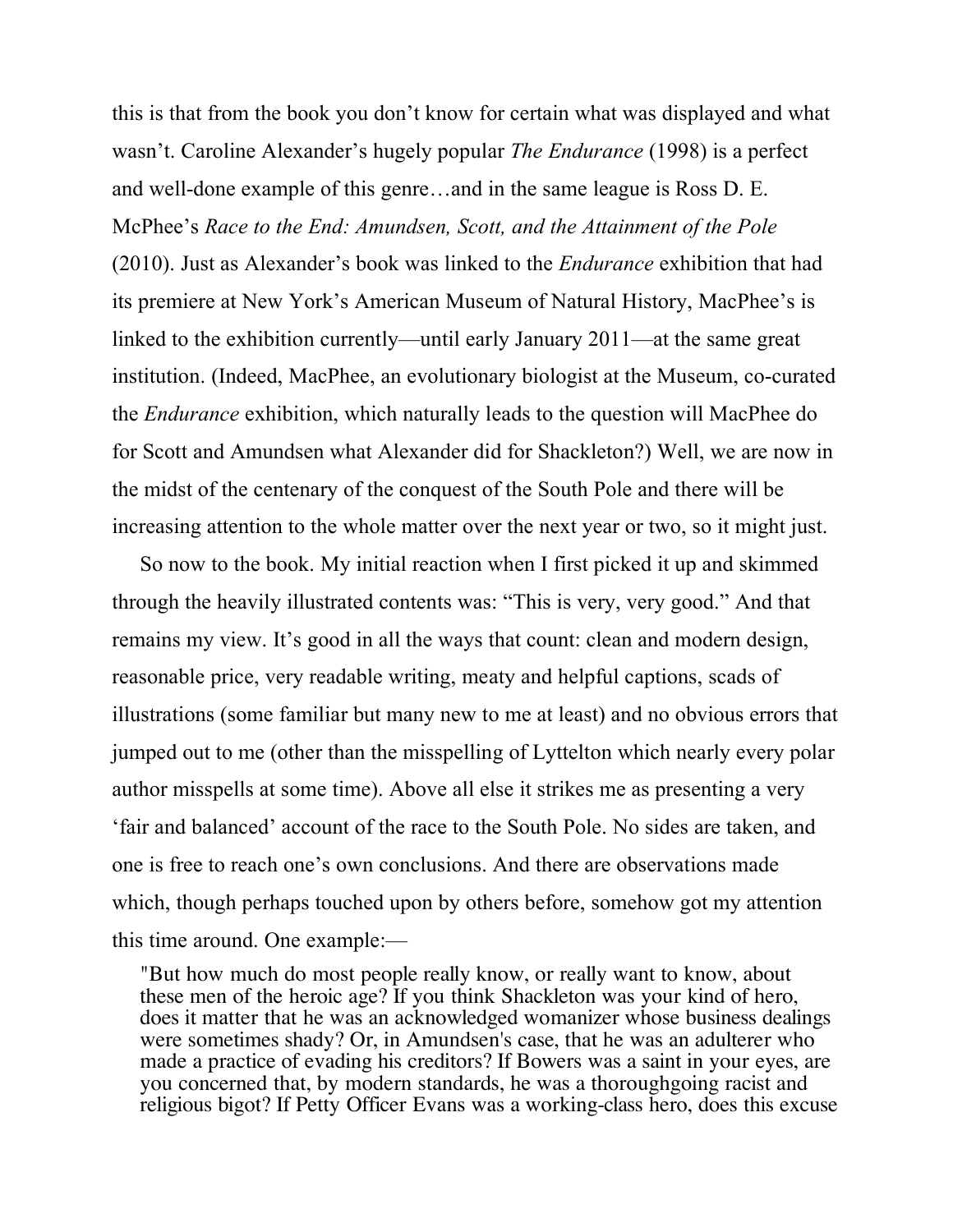this is that from the book you don't know for certain what was displayed and what wasn't. Caroline Alexander's hugely popular *The Endurance* (1998) is a perfect and well-done example of this genre…and in the same league is Ross D. E. McPhee's *Race to the End: Amundsen, Scott, and the Attainment of the Pole* (2010). Just as Alexander's book was linked to the *Endurance* exhibition that had its premiere at New York's American Museum of Natural History, MacPhee's is linked to the exhibition currently—until early January 2011—at the same great institution. (Indeed, MacPhee, an evolutionary biologist at the Museum, co-curated the *Endurance* exhibition, which naturally leads to the question will MacPhee do for Scott and Amundsen what Alexander did for Shackleton?) Well, we are now in the midst of the centenary of the conquest of the South Pole and there will be increasing attention to the whole matter over the next year or two, so it might just.

So now to the book. My initial reaction when I first picked it up and skimmed through the heavily illustrated contents was: "This is very, very good." And that remains my view. It's good in all the ways that count: clean and modern design, reasonable price, very readable writing, meaty and helpful captions, scads of illustrations (some familiar but many new to me at least) and no obvious errors that jumped out to me (other than the misspelling of Lyttelton which nearly every polar author misspells at some time). Above all else it strikes me as presenting a very 'fair and balanced' account of the race to the South Pole. No sides are taken, and one is free to reach one's own conclusions. And there are observations made which, though perhaps touched upon by others before, somehow got my attention this time around. One example:—

> "But how much do most people really know, or really want to know, about these men of the heroic age? If you think Shackleton was your kind of hero, does it matter that he was an acknowledged womanizer whose business dealings were sometimes shady? Or, in Amundsen's case, that he was an adulterer who made a practice of evading his creditors? If Bowers was a saint in your eyes, are you concerned that, by modern standards, he was a thoroughgoing racist and religious bigot? If Petty Officer Evans was a working-class hero, does this excuse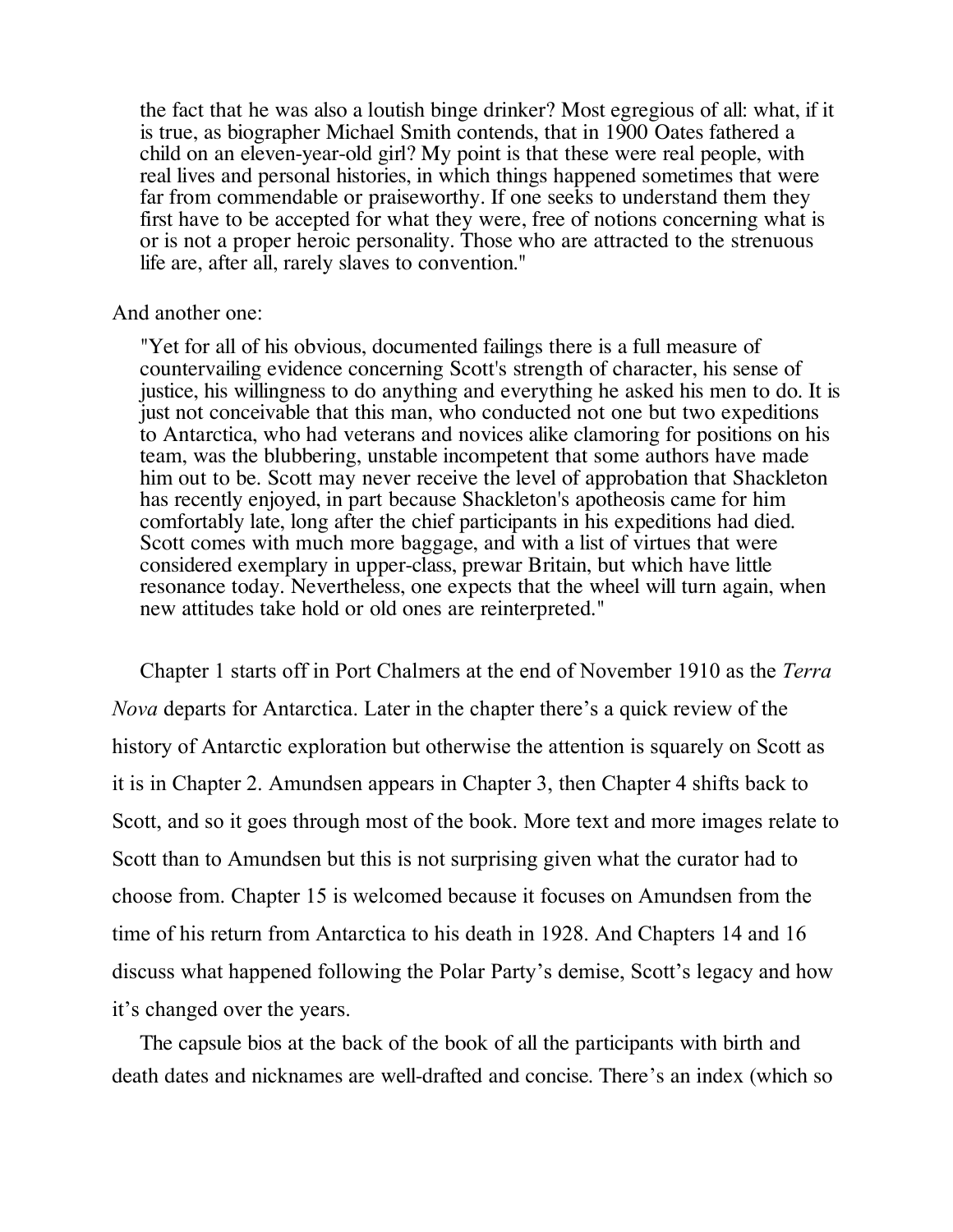> the fact that he was also a loutish binge drinker? Most egregious of all: what, if it is true, as biographer Michael Smith contends, that in 1900 Oates fathered a child on an eleven-year-old girl? My point is that these were real people, with real lives and personal histories, in which things happened sometimes that were far from commendable or praiseworthy. If one seeks to understand them they first have to be accepted for what they were, free of notions concerning what is or is not a proper heroic personality. Those who are attracted to the strenuous life are, after all, rarely slaves to convention."

And another one:

> "Yet for all of his obvious, documented failings there is a full measure of countervailing evidence concerning Scott's strength of character, his sense of justice, his willingness to do anything and everything he asked his men to do. It is just not conceivable that this man, who conducted not one but two expeditions to Antarctica, who had veterans and novices alike clamoring for positions on his team, was the blubbering, unstable incompetent that some authors have made him out to be. Scott may never receive the level of approbation that Shackleton has recently enjoyed, in part because Shackleton's apotheosis came for him comfortably late, long after the chief participants in his expeditions had died. Scott comes with much more baggage, and with a list of virtues that were considered exemplary in upper-class, prewar Britain, but which have little resonance today. Nevertheless, one expects that the wheel will turn again, when new attitudes take hold or old ones are reinterpreted."

Chapter 1 starts off in Port Chalmers at the end of November 1910 as the *Terra Nova* departs for Antarctica. Later in the chapter there's a quick review of the history of Antarctic exploration but otherwise the attention is squarely on Scott as it is in Chapter 2. Amundsen appears in Chapter 3, then Chapter 4 shifts back to Scott, and so it goes through most of the book. More text and more images relate to Scott than to Amundsen but this is not surprising given what the curator had to choose from. Chapter 15 is welcomed because it focuses on Amundsen from the time of his return from Antarctica to his death in 1928. And Chapters 14 and 16 discuss what happened following the Polar Party's demise, Scott's legacy and how it's changed over the years.

The capsule bios at the back of the book of all the participants with birth and death dates and nicknames are well-drafted and concise. There's an index (which so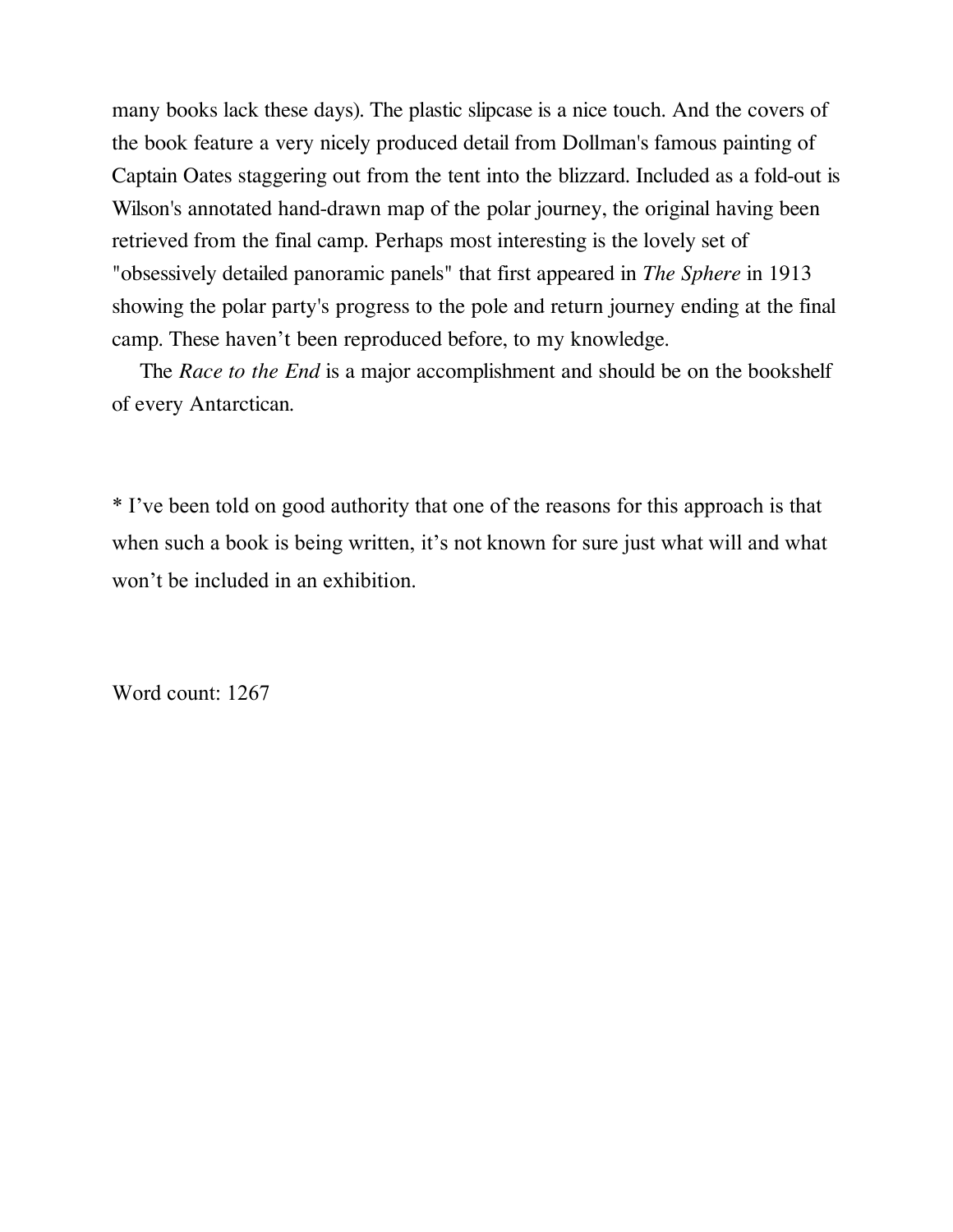many books lack these days). The plastic slipcase is a nice touch. And the covers of the book feature a very nicely produced detail from Dollman's famous painting of Captain Oates staggering out from the tent into the blizzard. Included as a fold-out is Wilson's annotated hand-drawn map of the polar journey, the original having been retrieved from the final camp. Perhaps most interesting is the lovely set of "obsessively detailed panoramic panels" that first appeared in *The Sphere* in 1913 showing the polar party's progress to the pole and return journey ending at the final camp. These haven’t been reproduced before, to my knowledge.

The *Race to the End* is a major accomplishment and should be on the bookshelf of every Antarctican.

* I’ve been told on good authority that one of the reasons for this approach is that when such a book is being written, it’s not known for sure just what will and what won’t be included in an exhibition.

Word count: 1267